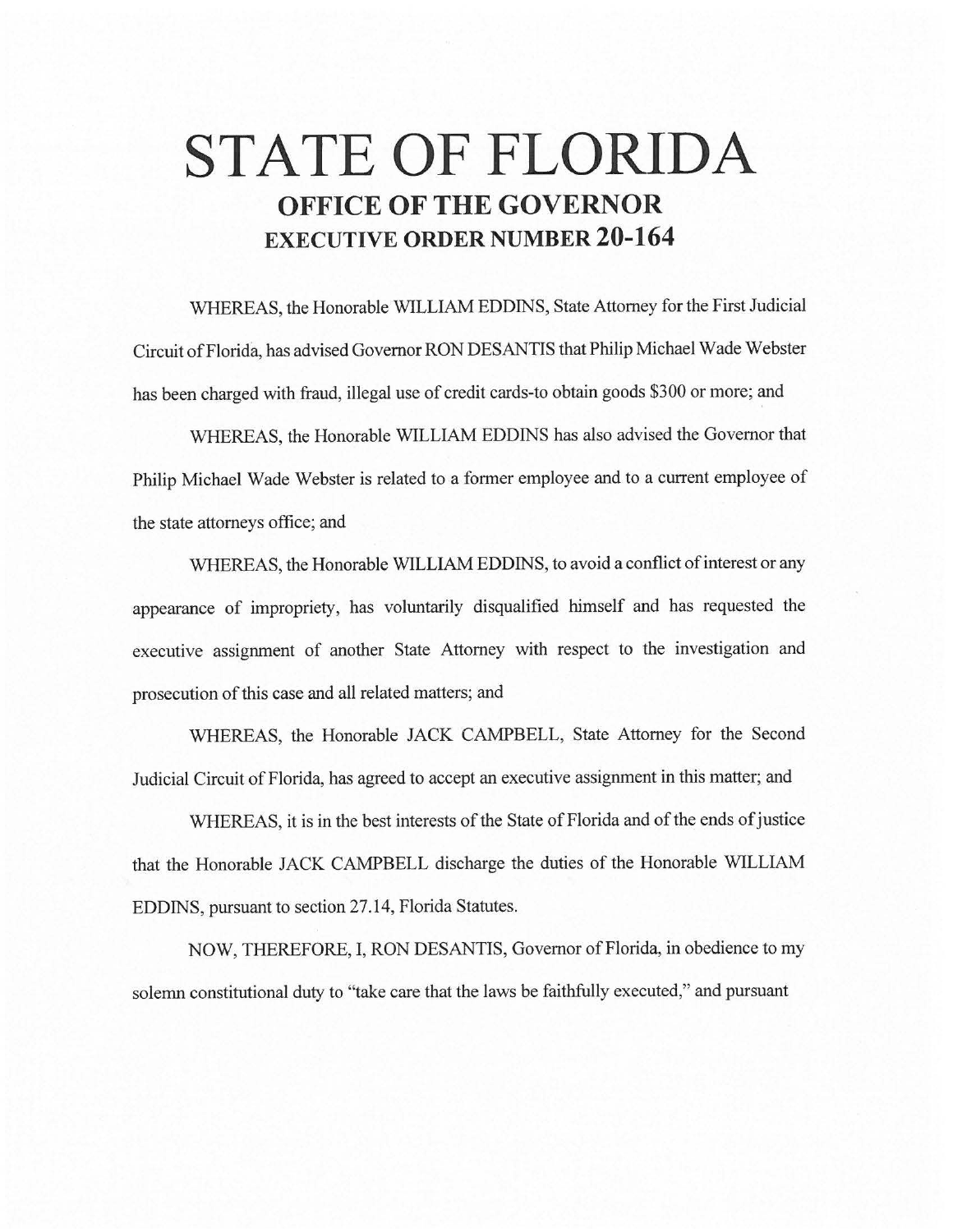# STATE OF FLORIDA

## OFFICE OF THE GOVERNOR

## EXECUTIVE ORDER NUMBER 20-164

WHEREAS, the Honorable WILLIAM EDDINS, State Attorney for the First Judicial Circuit of Florida, has advised Governor RON DESANTIS that Philip Michael Wade Webster has been charged with fraud, illegal use of credit cards-to obtain goods $300 or more; and

WHEREAS, the Honorable WILLIAM EDDINS has also advised the Governor that Philip Michael Wade Webster is related to a former employee and to a current employee of the state attorneys office; and

WHEREAS, the Honorable WILLIAM EDDINS, to avoid a conflict of interest or any appearance of impropriety, has voluntarily disqualified himself and has requested the executive assignment of another State Attorney with respect to the investigation and prosecution of this case and all related matters; and

WHEREAS, the Honorable JACK CAMPBELL, State Attorney for the Second Judicial Circuit of Florida, has agreed to accept an executive assignment in this matter; and

WHEREAS, it is in the best interests of the State of Florida and of the ends of justice that the Honorable JACK CAMPBELL discharge the duties of the Honorable WILLIAM EDDINS, pursuant to section 27.14, Florida Statutes.

NOW, THEREFORE, I, RON DESANTIS, Governor of Florida, in obedience to my solemn constitutional duty to "take care that the laws be faithfully executed," and pursuant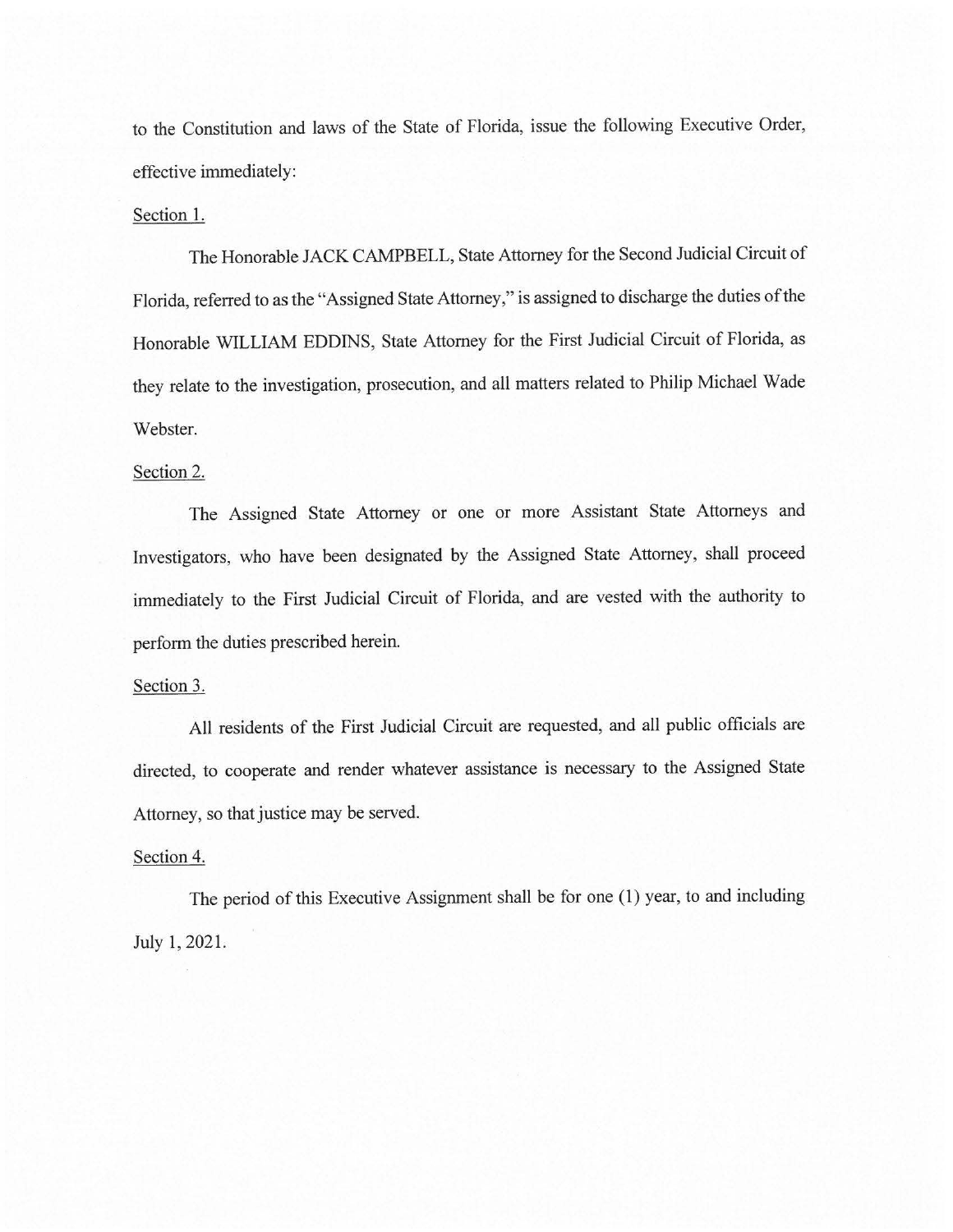to the Constitution and laws of the State of Florida, issue the following Executive Order, effective immediately:

Section 1.

The Honorable JACK CAMPBELL, State Attorney for the Second Judicial Circuit of Florida, referred to as the "Assigned State Attorney," is assigned to discharge the duties of the Honorable WILLIAM EDDINS, State Attorney for the First Judicial Circuit of Florida, as they relate to the investigation, prosecution, and all matters related to Philip Michael Wade Webster.

Section 2.

The Assigned State Attorney or one or more Assistant State Attorneys and Investigators, who have been designated by the Assigned State Attorney, shall proceed immediately to the First Judicial Circuit of Florida, and are vested with the authority to perform the duties prescribed herein.

Section 3.

All residents of the First Judicial Circuit are requested, and all public officials are directed, to cooperate and render whatever assistance is necessary to the Assigned State Attorney, so that justice may be served.

Section 4.

The period of this Executive Assignment shall be for one (1) year, to and including July 1, 2021.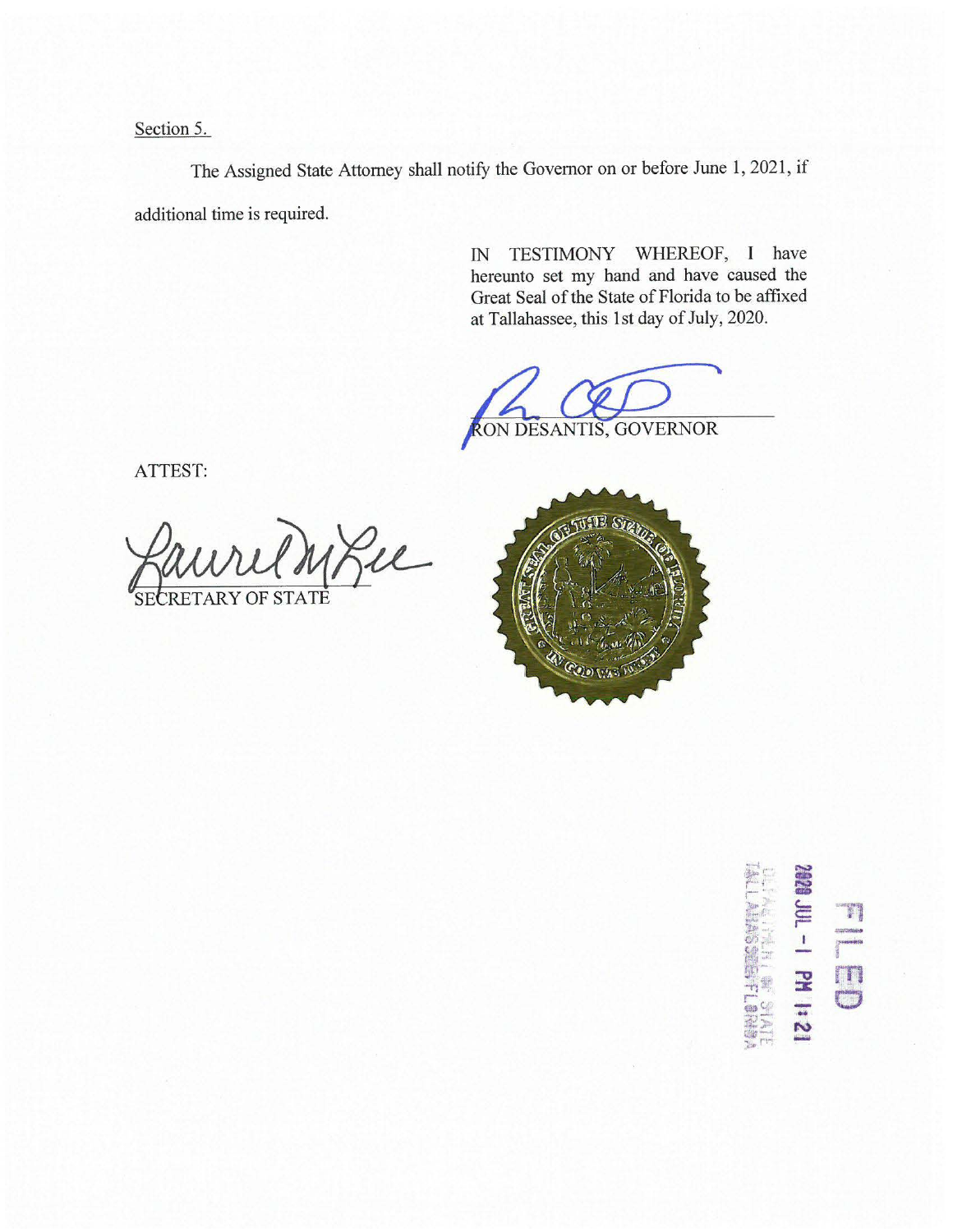Section 5.

The Assigned State Attorney shall notify the Governor on or before June 1, 2021, if additional time is required.

IN TESTIMONY WHEREOF, I have hereunto set my hand and have caused the Great Seal of the State of Florida to be affixed at Tallahassee, this 1st day of July, 2020.

RON DESANTIS, GOVERNOR

ATTEST:

SECRETARY OF STATE

FILED

2020 JUL -1 PM 1:21

DEPARTMENT OF STATE
TALLAHASSEE, FLORIDA